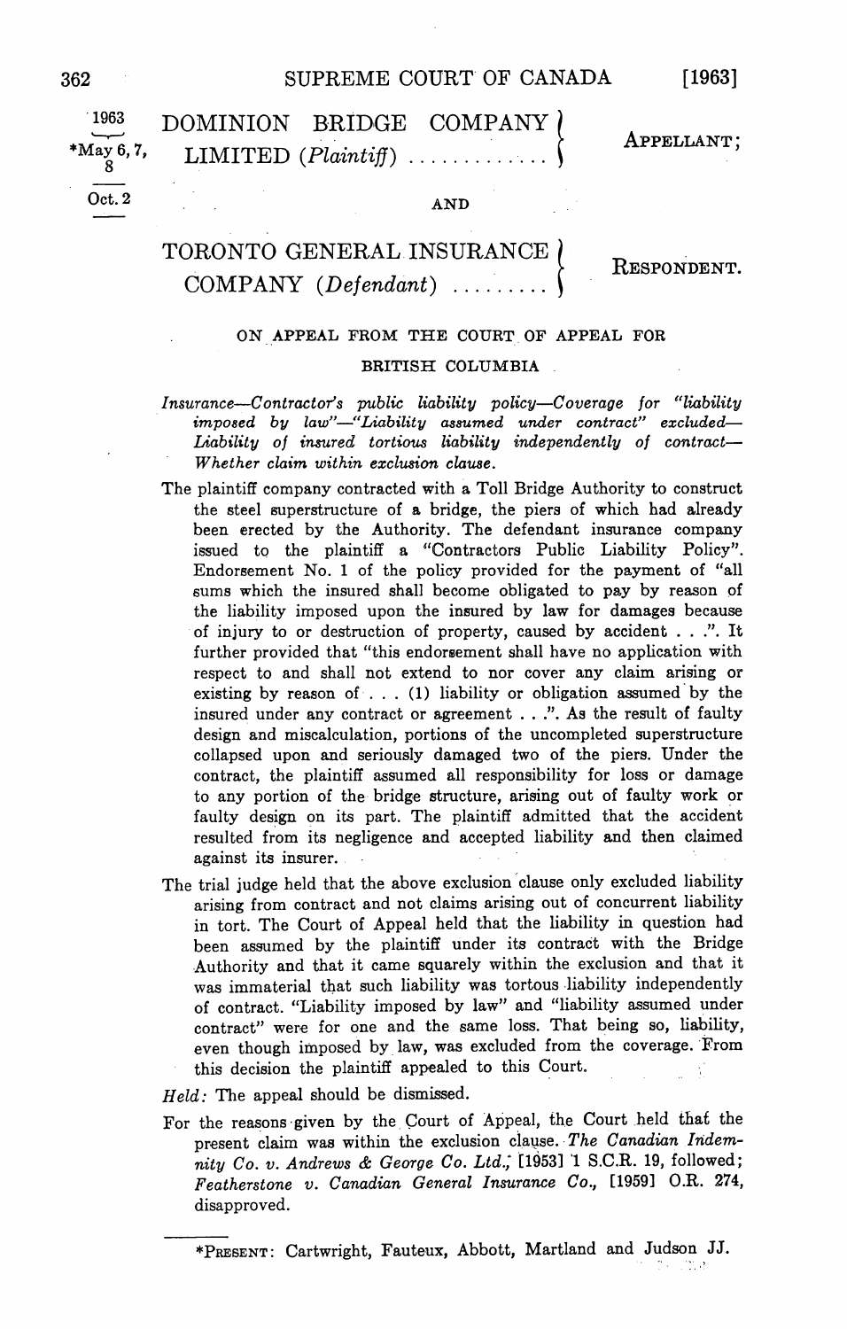1963

*May 6, 7, 8

Oct. 2

# DOMINION BRIDGE COMPANY LIMITED (*Plaintiff*) ............ APPELLANT;

AND

# TORONTO GENERAL INSURANCE COMPANY (*Defendant*) ......... RESPONDENT.

ON APPEAL FROM THE COURT OF APPEAL FOR BRITISH COLUMBIA

*Insurance—Contractor's public liability policy—Coverage for "liability imposed by law"—"Liability assumed under contract" excluded—Liability of insured tortious liability independently of contract—Whether claim within exclusion clause.*

The plaintiff company contracted with a Toll Bridge Authority to construct the steel superstructure of a bridge, the piers of which had already been erected by the Authority. The defendant insurance company issued to the plaintiff a "Contractors Public Liability Policy". Endorsement No. 1 of the policy provided for the payment of "all sums which the insured shall become obligated to pay by reason of the liability imposed upon the insured by law for damages because of injury to or destruction of property, caused by accident . . .". It further provided that "this endorsement shall have no application with respect to and shall not extend to nor cover any claim arising or existing by reason of . . . (1) liability or obligation assumed by the insured under any contract or agreement . . .". As the result of faulty design and miscalculation, portions of the uncompleted superstructure collapsed upon and seriously damaged two of the piers. Under the contract, the plaintiff assumed all responsibility for loss or damage to any portion of the bridge structure, arising out of faulty work or faulty design on its part. The plaintiff admitted that the accident resulted from its negligence and accepted liability and then claimed against its insurer.

The trial judge held that the above exclusion clause only excluded liability arising from contract and not claims arising out of concurrent liability in tort. The Court of Appeal held that the liability in question had been assumed by the plaintiff under its contract with the Bridge Authority and that it came squarely within the exclusion and that it was immaterial that such liability was tortous liability independently of contract. "Liability imposed by law" and "liability assumed under contract" were for one and the same loss. That being so, liability, even though imposed by law, was excluded from the coverage. From this decision the plaintiff appealed to this Court.

*Held:* The appeal should be dismissed.

For the reasons given by the Court of Appeal, the Court held that the present claim was within the exclusion clause. *The Canadian Indemnity Co. v. Andrews & George Co. Ltd.*, [1953] 1 S.C.R. 19, followed; *Featherstone v. Canadian General Insurance Co.*, [1959] O.R. 274, disapproved.

---

*PRESENT: Cartwright, Fauteux, Abbott, Martland and Judson JJ.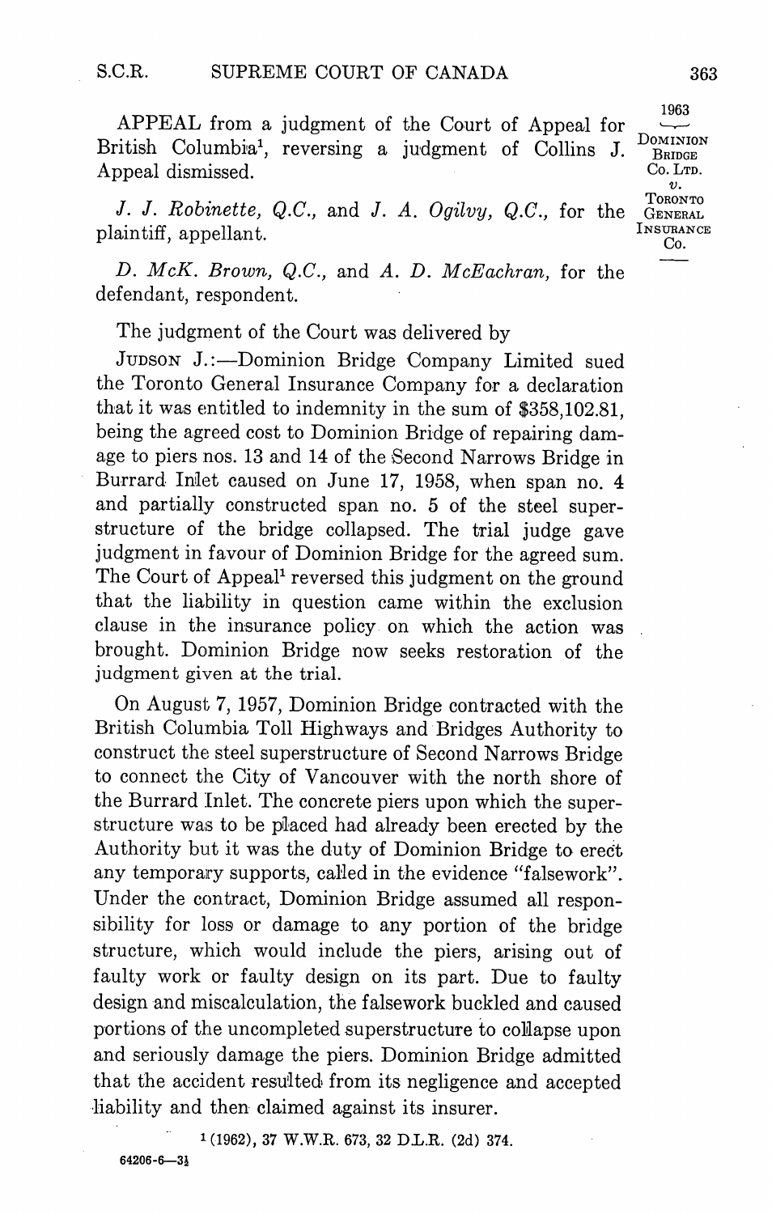APPEAL from a judgment of the Court of Appeal for British Columbia[1], reversing a judgment of Collins J. Appeal dismissed.

*J. J. Robinette, Q.C.*, and *J. A. Ogilvy, Q.C.*, for the plaintiff, appellant.

*D. McK. Brown, Q.C.*, and *A. D. McEachran*, for the defendant, respondent.

The judgment of the Court was delivered by

JUDSON J.:—Dominion Bridge Company Limited sued the Toronto General Insurance Company for a declaration that it was entitled to indemnity in the sum of $358,102.81, being the agreed cost to Dominion Bridge of repairing damage to piers nos. 13 and 14 of the Second Narrows Bridge in Burrard Inlet caused on June 17, 1958, when span no. 4 and partially constructed span no. 5 of the steel superstructure of the bridge collapsed. The trial judge gave judgment in favour of Dominion Bridge for the agreed sum. The Court of Appeal[1] reversed this judgment on the ground that the liability in question came within the exclusion clause in the insurance policy on which the action was brought. Dominion Bridge now seeks restoration of the judgment given at the trial.

On August 7, 1957, Dominion Bridge contracted with the British Columbia Toll Highways and Bridges Authority to construct the steel superstructure of Second Narrows Bridge to connect the City of Vancouver with the north shore of the Burrard Inlet. The concrete piers upon which the superstructure was to be placed had already been erected by the Authority but it was the duty of Dominion Bridge to erect any temporary supports, called in the evidence "falsework". Under the contract, Dominion Bridge assumed all responsibility for loss or damage to any portion of the bridge structure, which would include the piers, arising out of faulty work or faulty design on its part. Due to faulty design and miscalculation, the falsework buckled and caused portions of the uncompleted superstructure to collapse upon and seriously damage the piers. Dominion Bridge admitted that the accident resulted from its negligence and accepted liability and then claimed against its insurer.

[1] (1962), 37 W.W.R. 673, 32 D.L.R. (2d) 374.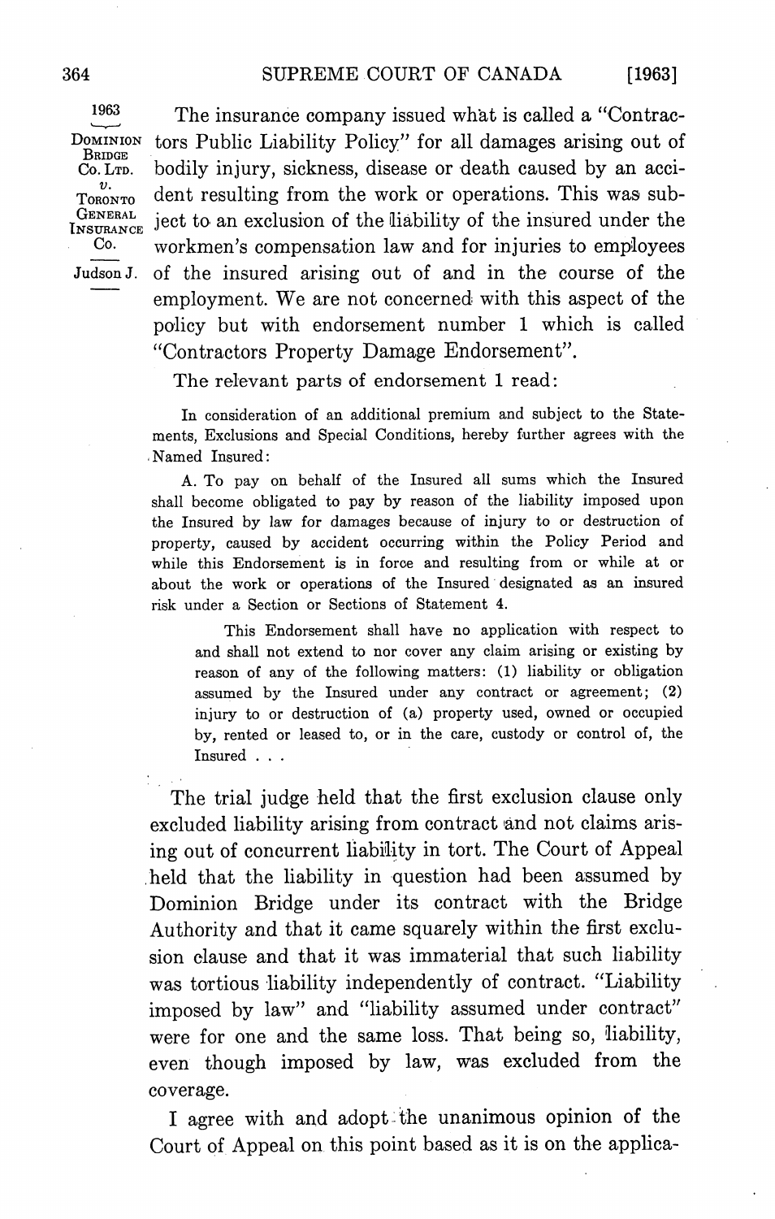The insurance company issued what is called a "Contractors Public Liability Policy" for all damages arising out of bodily injury, sickness, disease or death caused by an accident resulting from the work or operations. This was subject to an exclusion of the liability of the insured under the workmen's compensation law and for injuries to employees of the insured arising out of and in the course of the employment. We are not concerned with this aspect of the policy but with endorsement number 1 which is called "Contractors Property Damage Endorsement".

The relevant parts of endorsement 1 read:

> In consideration of an additional premium and subject to the Statements, Exclusions and Special Conditions, hereby further agrees with the Named Insured:
>
> A. To pay on behalf of the Insured all sums which the Insured shall become obligated to pay by reason of the liability imposed upon the Insured by law for damages because of injury to or destruction of property, caused by accident occurring within the Policy Period and while this Endorsement is in force and resulting from or while at or about the work or operations of the Insured designated as an insured risk under a Section or Sections of Statement 4.
>
> > This Endorsement shall have no application with respect to and shall not extend to nor cover any claim arising or existing by reason of any of the following matters: (1) liability or obligation assumed by the Insured under any contract or agreement; (2) injury to or destruction of (a) property used, owned or occupied by, rented or leased to, or in the care, custody or control of, the Insured . . .

The trial judge held that the first exclusion clause only excluded liability arising from contract and not claims arising out of concurrent liability in tort. The Court of Appeal held that the liability in question had been assumed by Dominion Bridge under its contract with the Bridge Authority and that it came squarely within the first exclusion clause and that it was immaterial that such liability was tortious liability independently of contract. "Liability imposed by law" and "liability assumed under contract" were for one and the same loss. That being so, liability, even though imposed by law, was excluded from the coverage.

I agree with and adopt the unanimous opinion of the Court of Appeal on this point based as it is on the applica-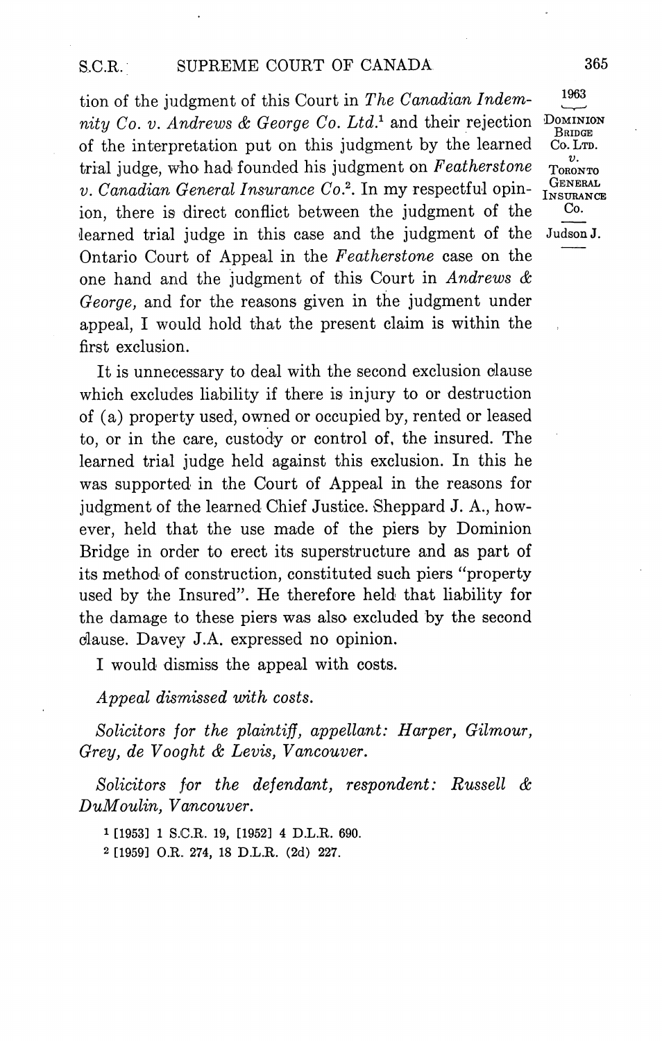tion of the judgment of this Court in *The Canadian Indemnity Co. v. Andrews & George Co. Ltd.*[1] and their rejection of the interpretation put on this judgment by the learned trial judge, who had founded his judgment on *Featherstone v. Canadian General Insurance Co.*[2]. In my respectful opinion, there is direct conflict between the judgment of the learned trial judge in this case and the judgment of the Ontario Court of Appeal in the *Featherstone* case on the one hand and the judgment of this Court in *Andrews & George,* and for the reasons given in the judgment under appeal, I would hold that the present claim is within the first exclusion.

It is unnecessary to deal with the second exclusion clause which excludes liability if there is injury to or destruction of (a) property used, owned or occupied by, rented or leased to, or in the care, custody or control of, the insured. The learned trial judge held against this exclusion. In this he was supported in the Court of Appeal in the reasons for judgment of the learned Chief Justice. Sheppard J. A., however, held that the use made of the piers by Dominion Bridge in order to erect its superstructure and as part of its method of construction, constituted such piers "property used by the Insured". He therefore held that liability for the damage to these piers was also excluded by the second clause. Davey J.A. expressed no opinion.

I would dismiss the appeal with costs.

*Appeal dismissed with costs.*

*Solicitors for the plaintiff, appellant: Harper, Gilmour, Grey, de Vooght & Levis, Vancouver.*

*Solicitors for the defendant, respondent: Russell & DuMoulin, Vancouver.*

[1] [1953] 1 S.C.R. 19, [1952] 4 D.L.R. 690.

[2] [1959] O.R. 274, 18 D.L.R. (2d) 227.